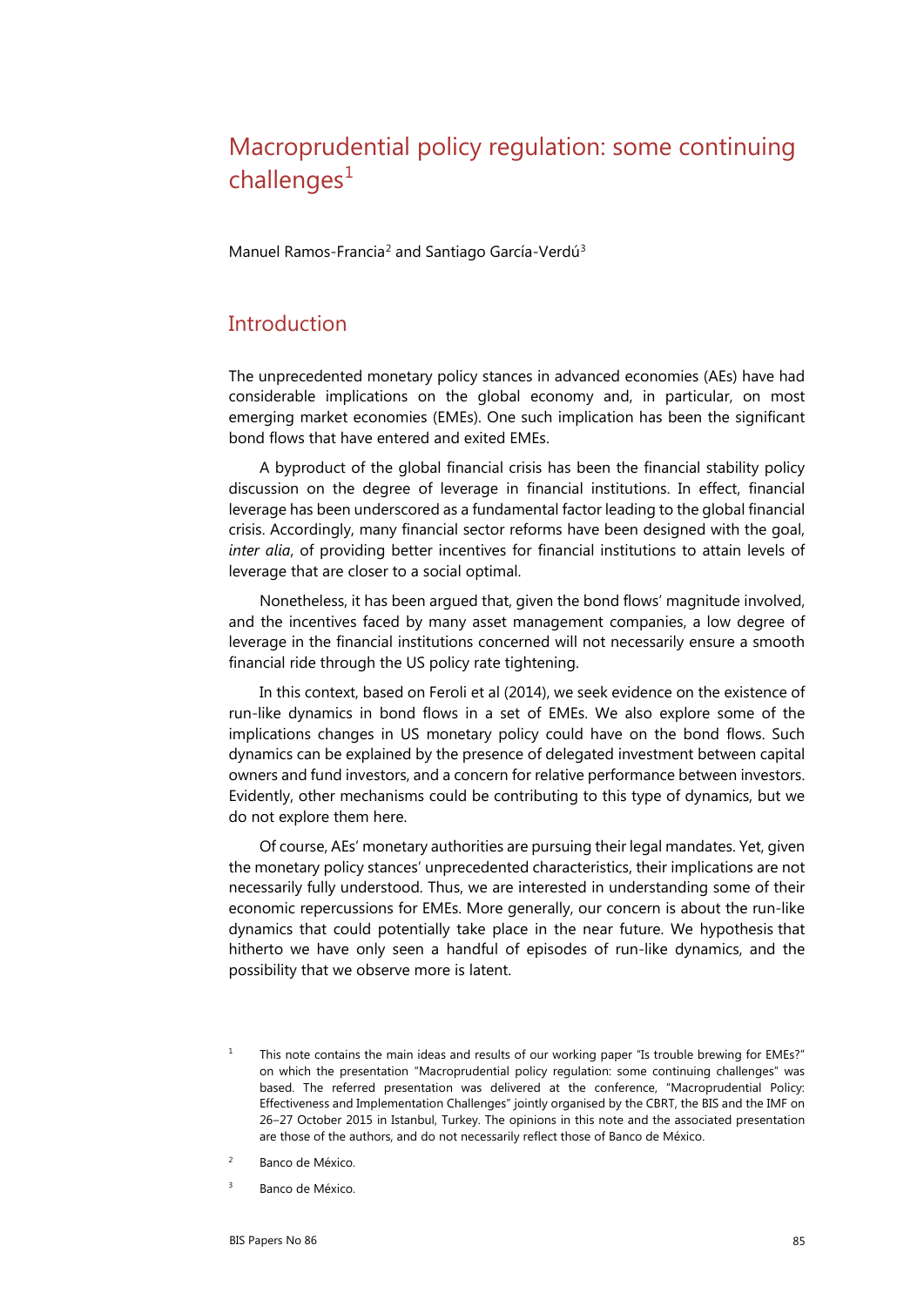# Macroprudential policy regulation: some continuing challenges[1]

Manuel Ramos-Francia[2] and Santiago García-Verdú[3]

## Introduction

The unprecedented monetary policy stances in advanced economies (AEs) have had considerable implications on the global economy and, in particular, on most emerging market economies (EMEs). One such implication has been the significant bond flows that have entered and exited EMEs.

A byproduct of the global financial crisis has been the financial stability policy discussion on the degree of leverage in financial institutions. In effect, financial leverage has been underscored as a fundamental factor leading to the global financial crisis. Accordingly, many financial sector reforms have been designed with the goal, *inter alia*, of providing better incentives for financial institutions to attain levels of leverage that are closer to a social optimal.

Nonetheless, it has been argued that, given the bond flows' magnitude involved, and the incentives faced by many asset management companies, a low degree of leverage in the financial institutions concerned will not necessarily ensure a smooth financial ride through the US policy rate tightening.

In this context, based on Feroli et al (2014), we seek evidence on the existence of run-like dynamics in bond flows in a set of EMEs. We also explore some of the implications changes in US monetary policy could have on the bond flows. Such dynamics can be explained by the presence of delegated investment between capital owners and fund investors, and a concern for relative performance between investors. Evidently, other mechanisms could be contributing to this type of dynamics, but we do not explore them here.

Of course, AEs' monetary authorities are pursuing their legal mandates. Yet, given the monetary policy stances' unprecedented characteristics, their implications are not necessarily fully understood. Thus, we are interested in understanding some of their economic repercussions for EMEs. More generally, our concern is about the run-like dynamics that could potentially take place in the near future. We hypothesis that hitherto we have only seen a handful of episodes of run-like dynamics, and the possibility that we observe more is latent.

[1] This note contains the main ideas and results of our working paper "Is trouble brewing for EMEs?" on which the presentation "Macroprudential policy regulation: some continuing challenges" was based. The referred presentation was delivered at the conference, "Macroprudential Policy: Effectiveness and Implementation Challenges" jointly organised by the CBRT, the BIS and the IMF on 26–27 October 2015 in Istanbul, Turkey. The opinions in this note and the associated presentation are those of the authors, and do not necessarily reflect those of Banco de México.

[2] Banco de México.

[3] Banco de México.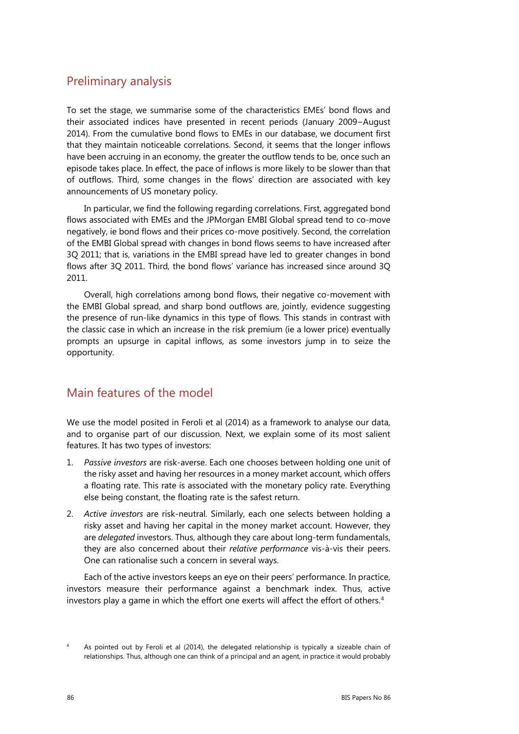## Preliminary analysis

To set the stage, we summarise some of the characteristics EMEs' bond flows and their associated indices have presented in recent periods (January 2009–August 2014). From the cumulative bond flows to EMEs in our database, we document first that they maintain noticeable correlations. Second, it seems that the longer inflows have been accruing in an economy, the greater the outflow tends to be, once such an episode takes place. In effect, the pace of inflows is more likely to be slower than that of outflows. Third, some changes in the flows' direction are associated with key announcements of US monetary policy.

In particular, we find the following regarding correlations. First, aggregated bond flows associated with EMEs and the JPMorgan EMBI Global spread tend to co-move negatively, ie bond flows and their prices co-move positively. Second, the correlation of the EMBI Global spread with changes in bond flows seems to have increased after 3Q 2011; that is, variations in the EMBI spread have led to greater changes in bond flows after 3Q 2011. Third, the bond flows' variance has increased since around 3Q 2011.

Overall, high correlations among bond flows, their negative co-movement with the EMBI Global spread, and sharp bond outflows are, jointly, evidence suggesting the presence of run-like dynamics in this type of flows. This stands in contrast with the classic case in which an increase in the risk premium (ie a lower price) eventually prompts an upsurge in capital inflows, as some investors jump in to seize the opportunity.

## Main features of the model

We use the model posited in Feroli et al (2014) as a framework to analyse our data, and to organise part of our discussion. Next, we explain some of its most salient features. It has two types of investors:

1. *Passive investors* are risk-averse. Each one chooses between holding one unit of the risky asset and having her resources in a money market account, which offers a floating rate. This rate is associated with the monetary policy rate. Everything else being constant, the floating rate is the safest return.
2. *Active investors* are risk-neutral. Similarly, each one selects between holding a risky asset and having her capital in the money market account. However, they are *delegated* investors. Thus, although they care about long-term fundamentals, they are also concerned about their *relative performance* vis-à-vis their peers. One can rationalise such a concern in several ways.

Each of the active investors keeps an eye on their peers' performance. In practice, investors measure their performance against a benchmark index. Thus, active investors play a game in which the effort one exerts will affect the effort of others.[4]

[4] As pointed out by Feroli et al (2014), the delegated relationship is typically a sizeable chain of relationships. Thus, although one can think of a principal and an agent, in practice it would probably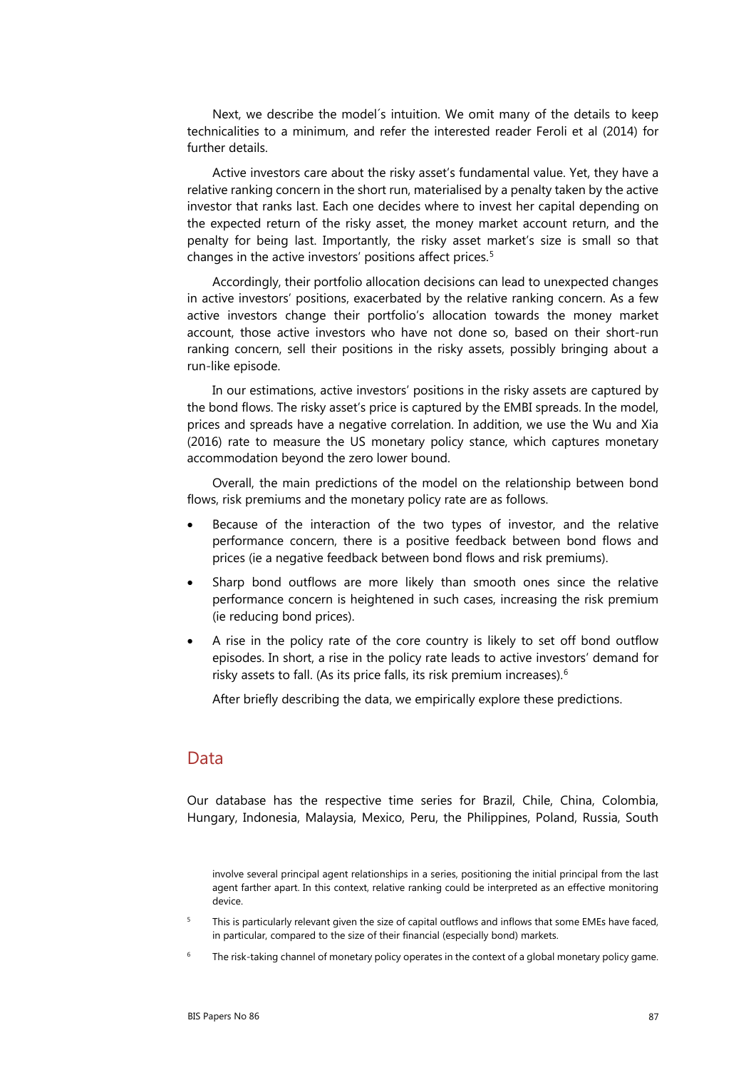Next, we describe the model´s intuition. We omit many of the details to keep technicalities to a minimum, and refer the interested reader Feroli et al (2014) for further details.

Active investors care about the risky asset's fundamental value. Yet, they have a relative ranking concern in the short run, materialised by a penalty taken by the active investor that ranks last. Each one decides where to invest her capital depending on the expected return of the risky asset, the money market account return, and the penalty for being last. Importantly, the risky asset market's size is small so that changes in the active investors' positions affect prices.[5]

Accordingly, their portfolio allocation decisions can lead to unexpected changes in active investors' positions, exacerbated by the relative ranking concern. As a few active investors change their portfolio's allocation towards the money market account, those active investors who have not done so, based on their short-run ranking concern, sell their positions in the risky assets, possibly bringing about a run-like episode.

In our estimations, active investors' positions in the risky assets are captured by the bond flows. The risky asset's price is captured by the EMBI spreads. In the model, prices and spreads have a negative correlation. In addition, we use the Wu and Xia (2016) rate to measure the US monetary policy stance, which captures monetary accommodation beyond the zero lower bound.

Overall, the main predictions of the model on the relationship between bond flows, risk premiums and the monetary policy rate are as follows.

- Because of the interaction of the two types of investor, and the relative performance concern, there is a positive feedback between bond flows and prices (ie a negative feedback between bond flows and risk premiums).
- Sharp bond outflows are more likely than smooth ones since the relative performance concern is heightened in such cases, increasing the risk premium (ie reducing bond prices).
- A rise in the policy rate of the core country is likely to set off bond outflow episodes. In short, a rise in the policy rate leads to active investors' demand for risky assets to fall. (As its price falls, its risk premium increases).[6]

After briefly describing the data, we empirically explore these predictions.

## Data

Our database has the respective time series for Brazil, Chile, China, Colombia, Hungary, Indonesia, Malaysia, Mexico, Peru, the Philippines, Poland, Russia, South

involve several principal agent relationships in a series, positioning the initial principal from the last agent farther apart. In this context, relative ranking could be interpreted as an effective monitoring device.

[5] This is particularly relevant given the size of capital outflows and inflows that some EMEs have faced, in particular, compared to the size of their financial (especially bond) markets.

[6] The risk-taking channel of monetary policy operates in the context of a global monetary policy game.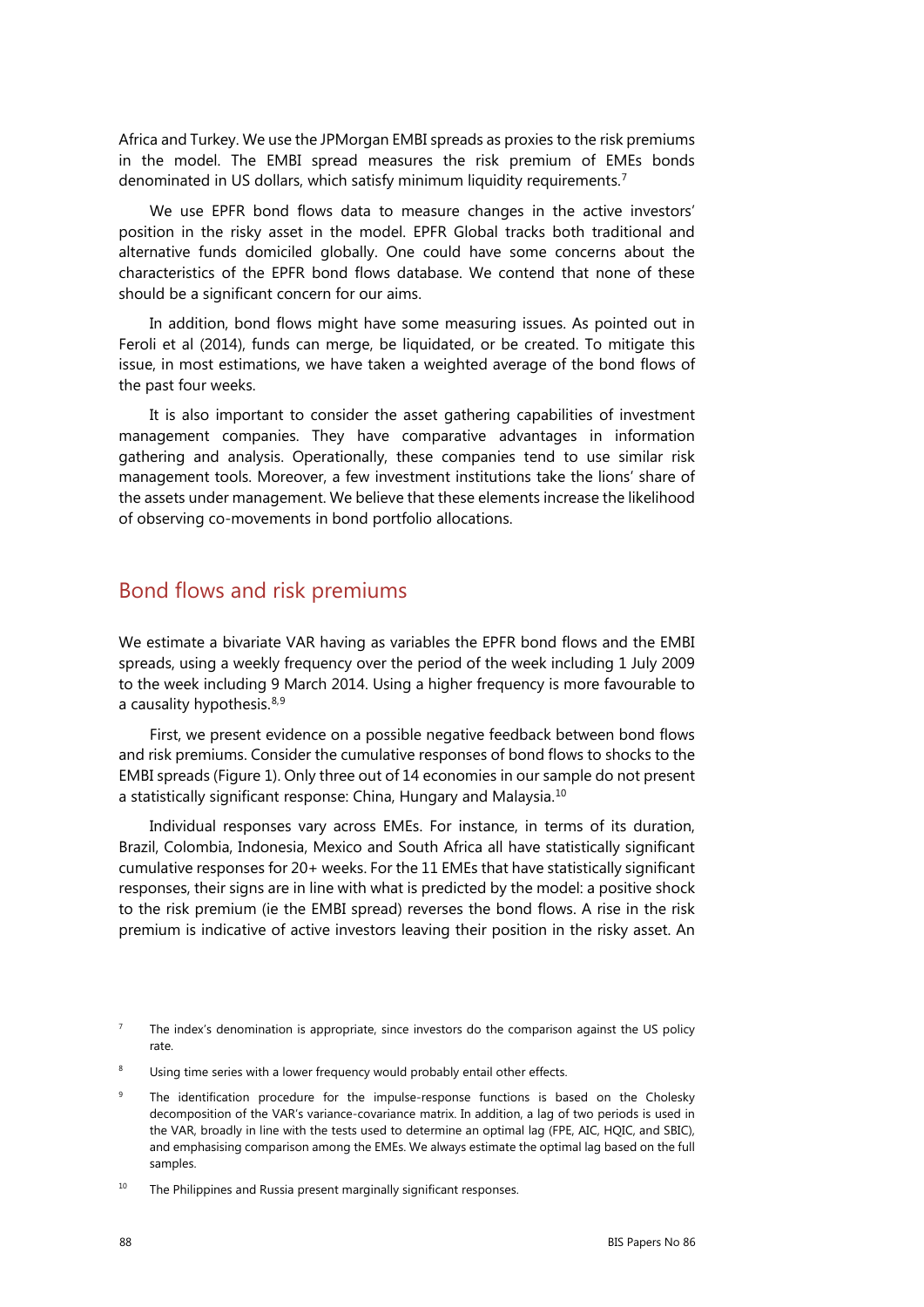Africa and Turkey. We use the JPMorgan EMBI spreads as proxies to the risk premiums in the model. The EMBI spread measures the risk premium of EMEs bonds denominated in US dollars, which satisfy minimum liquidity requirements.[7]

We use EPFR bond flows data to measure changes in the active investors' position in the risky asset in the model. EPFR Global tracks both traditional and alternative funds domiciled globally. One could have some concerns about the characteristics of the EPFR bond flows database. We contend that none of these should be a significant concern for our aims.

In addition, bond flows might have some measuring issues. As pointed out in Feroli et al (2014), funds can merge, be liquidated, or be created. To mitigate this issue, in most estimations, we have taken a weighted average of the bond flows of the past four weeks.

It is also important to consider the asset gathering capabilities of investment management companies. They have comparative advantages in information gathering and analysis. Operationally, these companies tend to use similar risk management tools. Moreover, a few investment institutions take the lions' share of the assets under management. We believe that these elements increase the likelihood of observing co-movements in bond portfolio allocations.

## Bond flows and risk premiums

We estimate a bivariate VAR having as variables the EPFR bond flows and the EMBI spreads, using a weekly frequency over the period of the week including 1 July 2009 to the week including 9 March 2014. Using a higher frequency is more favourable to a causality hypothesis.[8,9]

First, we present evidence on a possible negative feedback between bond flows and risk premiums. Consider the cumulative responses of bond flows to shocks to the EMBI spreads (Figure 1). Only three out of 14 economies in our sample do not present a statistically significant response: China, Hungary and Malaysia.[10]

Individual responses vary across EMEs. For instance, in terms of its duration, Brazil, Colombia, Indonesia, Mexico and South Africa all have statistically significant cumulative responses for 20+ weeks. For the 11 EMEs that have statistically significant responses, their signs are in line with what is predicted by the model: a positive shock to the risk premium (ie the EMBI spread) reverses the bond flows. A rise in the risk premium is indicative of active investors leaving their position in the risky asset. An

---

[7] The index's denomination is appropriate, since investors do the comparison against the US policy rate.

[8] Using time series with a lower frequency would probably entail other effects.

[9] The identification procedure for the impulse-response functions is based on the Cholesky decomposition of the VAR's variance-covariance matrix. In addition, a lag of two periods is used in the VAR, broadly in line with the tests used to determine an optimal lag (FPE, AIC, HQIC, and SBIC), and emphasising comparison among the EMEs. We always estimate the optimal lag based on the full samples.

[10] The Philippines and Russia present marginally significant responses.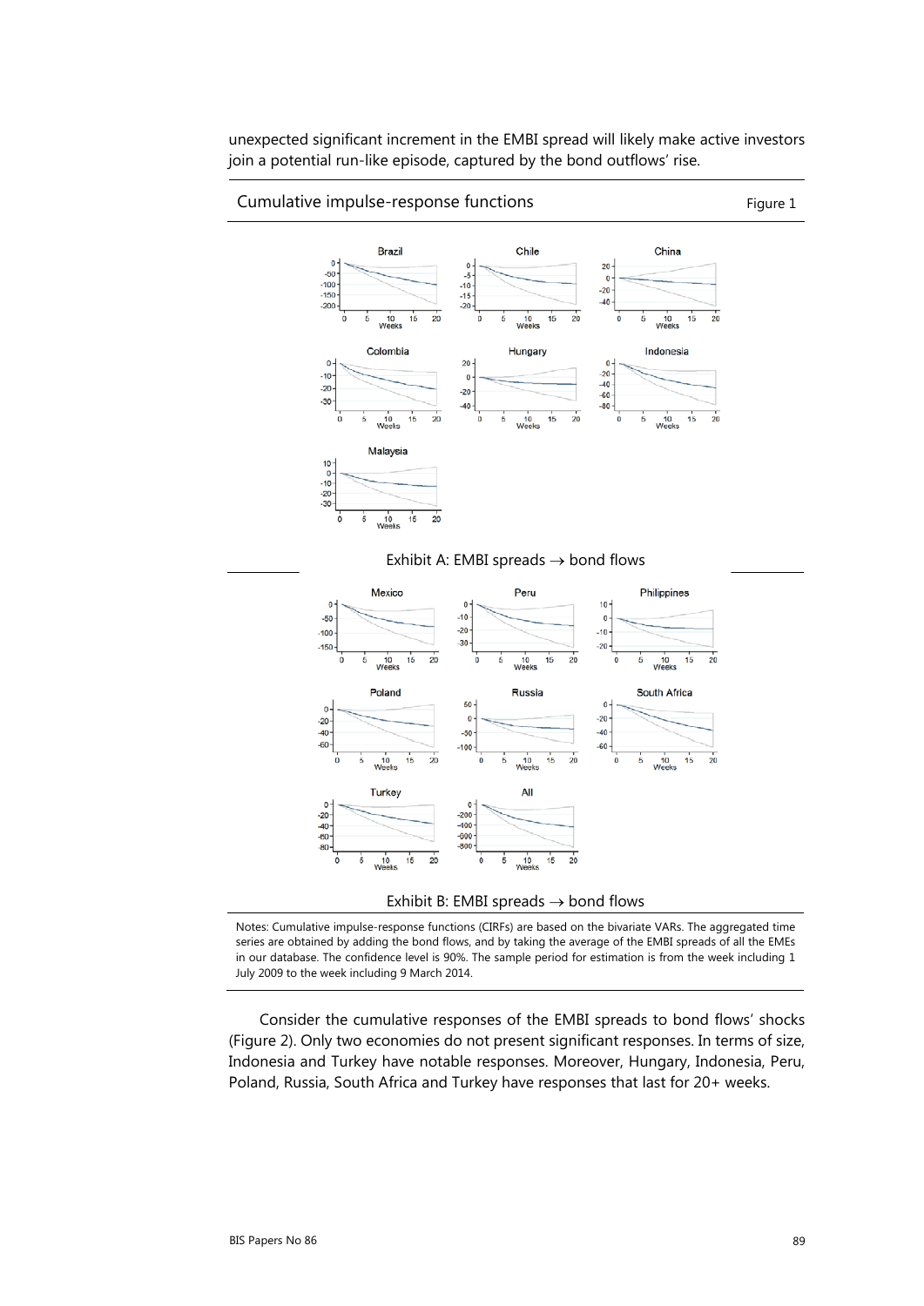unexpected significant increment in the EMBI spread will likely make active investors join a potential run-like episode, captured by the bond outflows' rise.

Cumulative impulse-response functions | Figure 1

Exhibit A: EMBI spreads → bond flows

Exhibit B: EMBI spreads → bond flows

Notes: Cumulative impulse-response functions (CIRFs) are based on the bivariate VARs. The aggregated time series are obtained by adding the bond flows, and by taking the average of the EMBI spreads of all the EMEs in our database. The confidence level is 90%. The sample period for estimation is from the week including 1 July 2009 to the week including 9 March 2014.

Consider the cumulative responses of the EMBI spreads to bond flows' shocks (Figure 2). Only two economies do not present significant responses. In terms of size, Indonesia and Turkey have notable responses. Moreover, Hungary, Indonesia, Peru, Poland, Russia, South Africa and Turkey have responses that last for 20+ weeks.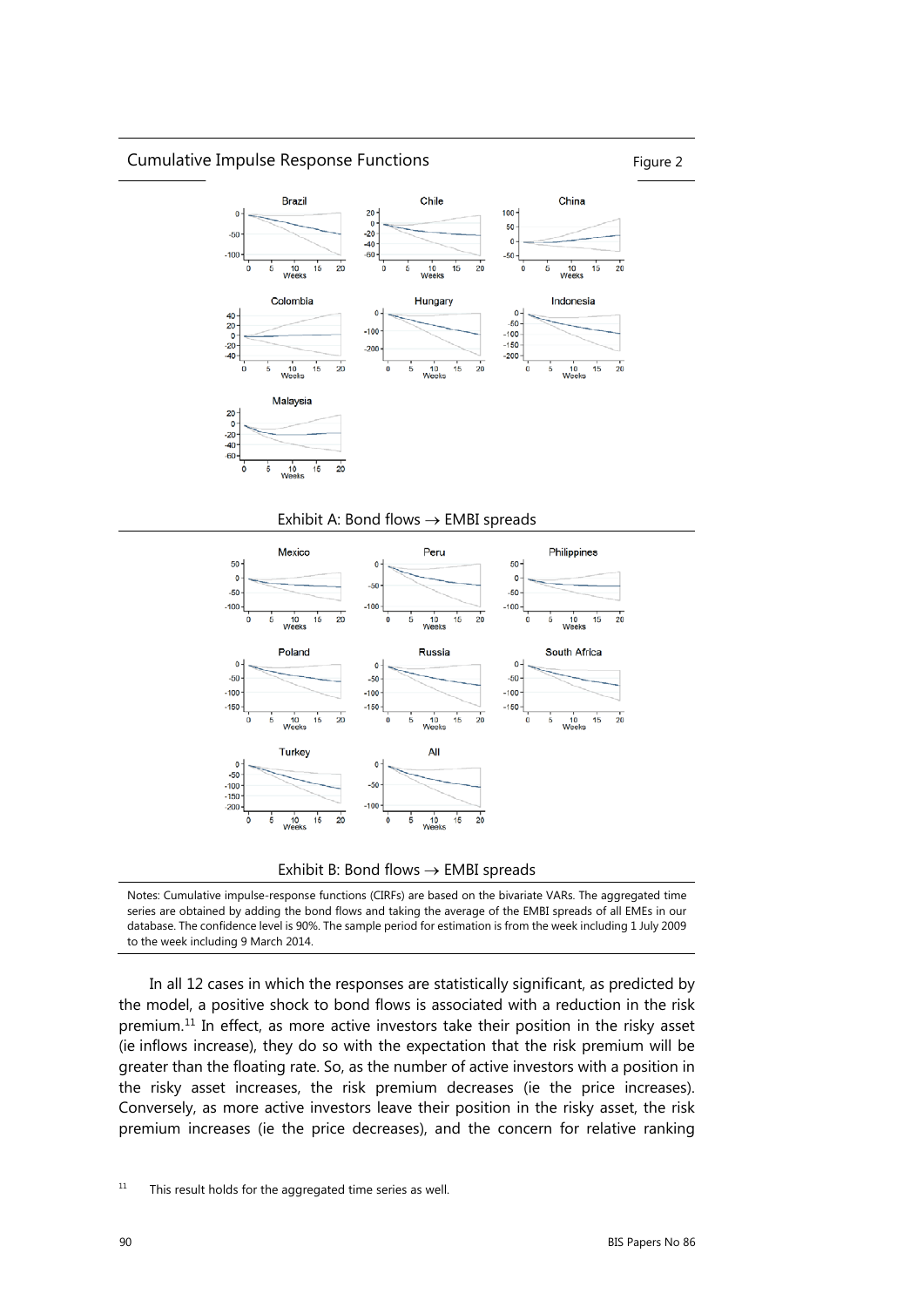Cumulative Impulse Response Functions

Figure 2

Exhibit A: Bond flows → EMBI spreads

Exhibit B: Bond flows → EMBI spreads

Notes: Cumulative impulse-response functions (CIRFs) are based on the bivariate VARs. The aggregated time series are obtained by adding the bond flows and taking the average of the EMBI spreads of all EMEs in our database. The confidence level is 90%. The sample period for estimation is from the week including 1 July 2009 to the week including 9 March 2014.

In all 12 cases in which the responses are statistically significant, as predicted by the model, a positive shock to bond flows is associated with a reduction in the risk premium.[11] In effect, as more active investors take their position in the risky asset (ie inflows increase), they do so with the expectation that the risk premium will be greater than the floating rate. So, as the number of active investors with a position in the risky asset increases, the risk premium decreases (ie the price increases). Conversely, as more active investors leave their position in the risky asset, the risk premium increases (ie the price decreases), and the concern for relative ranking

[11] This result holds for the aggregated time series as well.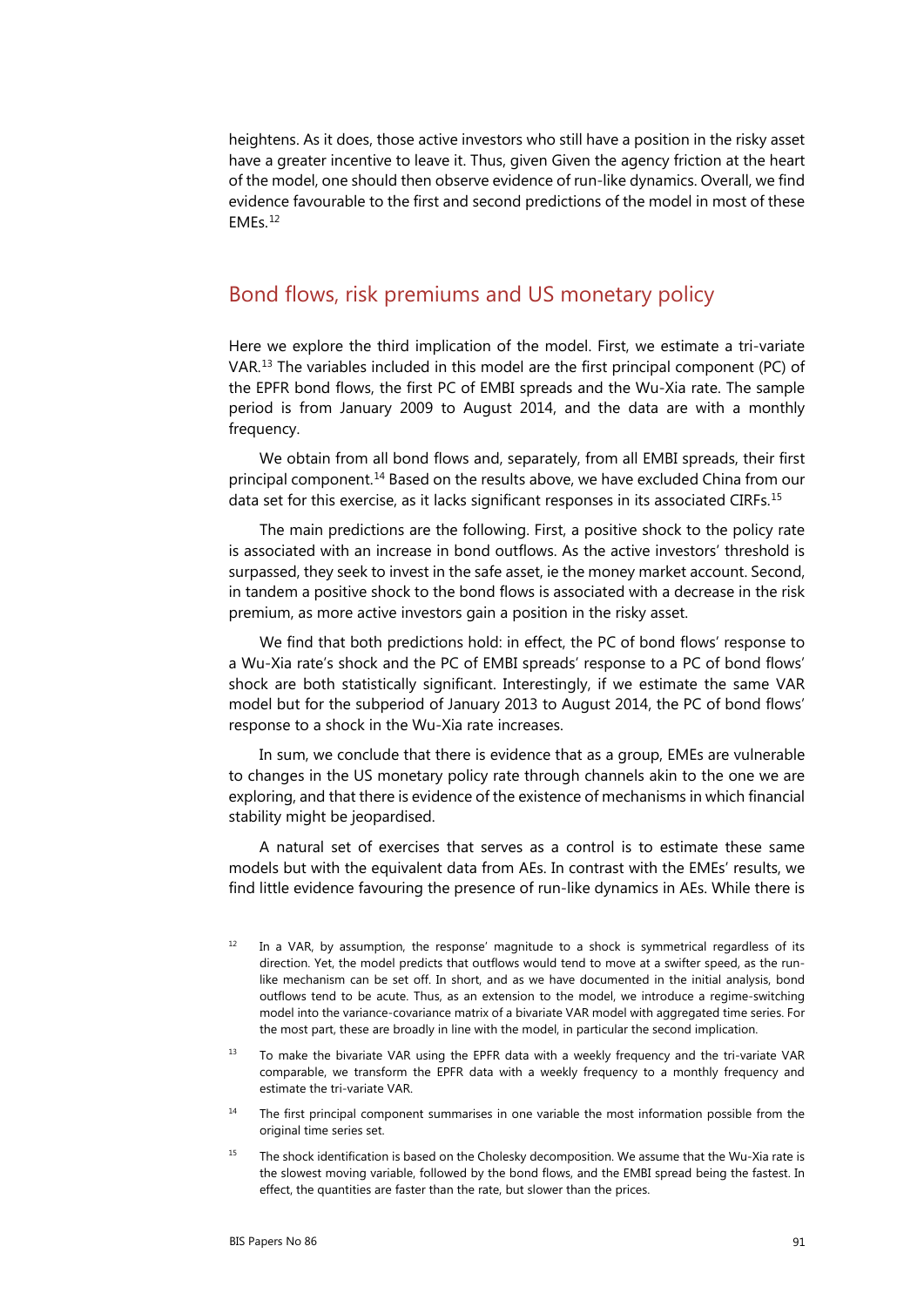heightens. As it does, those active investors who still have a position in the risky asset have a greater incentive to leave it. Thus, given Given the agency friction at the heart of the model, one should then observe evidence of run-like dynamics. Overall, we find evidence favourable to the first and second predictions of the model in most of these EMEs.[12]

## Bond flows, risk premiums and US monetary policy

Here we explore the third implication of the model. First, we estimate a tri-variate VAR.[13] The variables included in this model are the first principal component (PC) of the EPFR bond flows, the first PC of EMBI spreads and the Wu-Xia rate. The sample period is from January 2009 to August 2014, and the data are with a monthly frequency.

We obtain from all bond flows and, separately, from all EMBI spreads, their first principal component.[14] Based on the results above, we have excluded China from our data set for this exercise, as it lacks significant responses in its associated CIRFs.[15]

The main predictions are the following. First, a positive shock to the policy rate is associated with an increase in bond outflows. As the active investors' threshold is surpassed, they seek to invest in the safe asset, ie the money market account. Second, in tandem a positive shock to the bond flows is associated with a decrease in the risk premium, as more active investors gain a position in the risky asset.

We find that both predictions hold: in effect, the PC of bond flows' response to a Wu-Xia rate's shock and the PC of EMBI spreads' response to a PC of bond flows' shock are both statistically significant. Interestingly, if we estimate the same VAR model but for the subperiod of January 2013 to August 2014, the PC of bond flows' response to a shock in the Wu-Xia rate increases.

In sum, we conclude that there is evidence that as a group, EMEs are vulnerable to changes in the US monetary policy rate through channels akin to the one we are exploring, and that there is evidence of the existence of mechanisms in which financial stability might be jeopardised.

A natural set of exercises that serves as a control is to estimate these same models but with the equivalent data from AEs. In contrast with the EMEs' results, we find little evidence favouring the presence of run-like dynamics in AEs. While there is

[12] In a VAR, by assumption, the response' magnitude to a shock is symmetrical regardless of its direction. Yet, the model predicts that outflows would tend to move at a swifter speed, as the run-like mechanism can be set off. In short, and as we have documented in the initial analysis, bond outflows tend to be acute. Thus, as an extension to the model, we introduce a regime-switching model into the variance-covariance matrix of a bivariate VAR model with aggregated time series. For the most part, these are broadly in line with the model, in particular the second implication.

[13] To make the bivariate VAR using the EPFR data with a weekly frequency and the tri-variate VAR comparable, we transform the EPFR data with a weekly frequency to a monthly frequency and estimate the tri-variate VAR.

[14] The first principal component summarises in one variable the most information possible from the original time series set.

[15] The shock identification is based on the Cholesky decomposition. We assume that the Wu-Xia rate is the slowest moving variable, followed by the bond flows, and the EMBI spread being the fastest. In effect, the quantities are faster than the rate, but slower than the prices.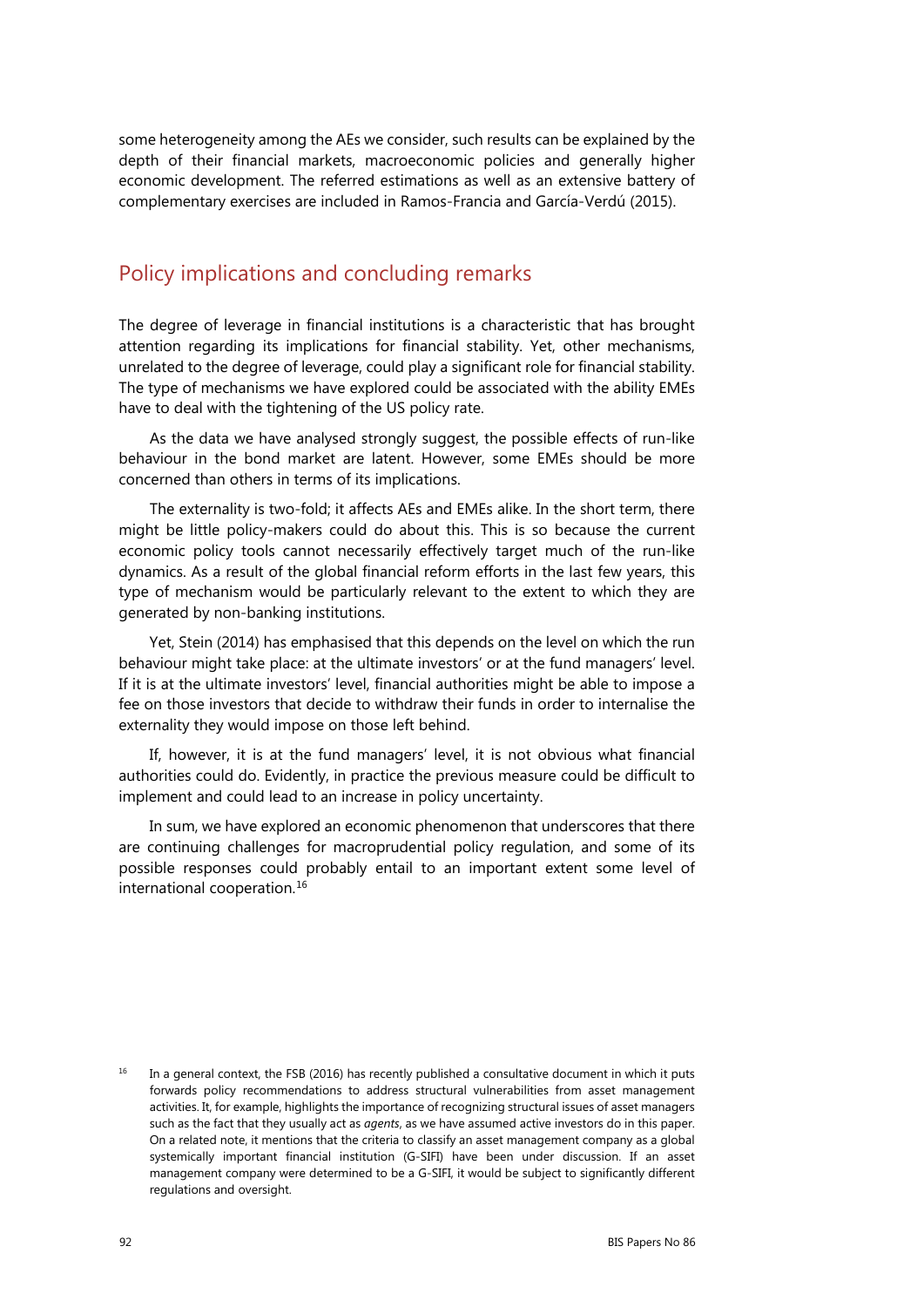some heterogeneity among the AEs we consider, such results can be explained by the depth of their financial markets, macroeconomic policies and generally higher economic development. The referred estimations as well as an extensive battery of complementary exercises are included in Ramos-Francia and García-Verdú (2015).

## Policy implications and concluding remarks

The degree of leverage in financial institutions is a characteristic that has brought attention regarding its implications for financial stability. Yet, other mechanisms, unrelated to the degree of leverage, could play a significant role for financial stability. The type of mechanisms we have explored could be associated with the ability EMEs have to deal with the tightening of the US policy rate.

As the data we have analysed strongly suggest, the possible effects of run-like behaviour in the bond market are latent. However, some EMEs should be more concerned than others in terms of its implications.

The externality is two-fold; it affects AEs and EMEs alike. In the short term, there might be little policy-makers could do about this. This is so because the current economic policy tools cannot necessarily effectively target much of the run-like dynamics. As a result of the global financial reform efforts in the last few years, this type of mechanism would be particularly relevant to the extent to which they are generated by non-banking institutions.

Yet, Stein (2014) has emphasised that this depends on the level on which the run behaviour might take place: at the ultimate investors' or at the fund managers' level. If it is at the ultimate investors' level, financial authorities might be able to impose a fee on those investors that decide to withdraw their funds in order to internalise the externality they would impose on those left behind.

If, however, it is at the fund managers' level, it is not obvious what financial authorities could do. Evidently, in practice the previous measure could be difficult to implement and could lead to an increase in policy uncertainty.

In sum, we have explored an economic phenomenon that underscores that there are continuing challenges for macroprudential policy regulation, and some of its possible responses could probably entail to an important extent some level of international cooperation.[16]

[16] In a general context, the FSB (2016) has recently published a consultative document in which it puts forwards policy recommendations to address structural vulnerabilities from asset management activities. It, for example, highlights the importance of recognizing structural issues of asset managers such as the fact that they usually act as *agents*, as we have assumed active investors do in this paper. On a related note, it mentions that the criteria to classify an asset management company as a global systemically important financial institution (G-SIFI) have been under discussion. If an asset management company were determined to be a G-SIFI, it would be subject to significantly different regulations and oversight.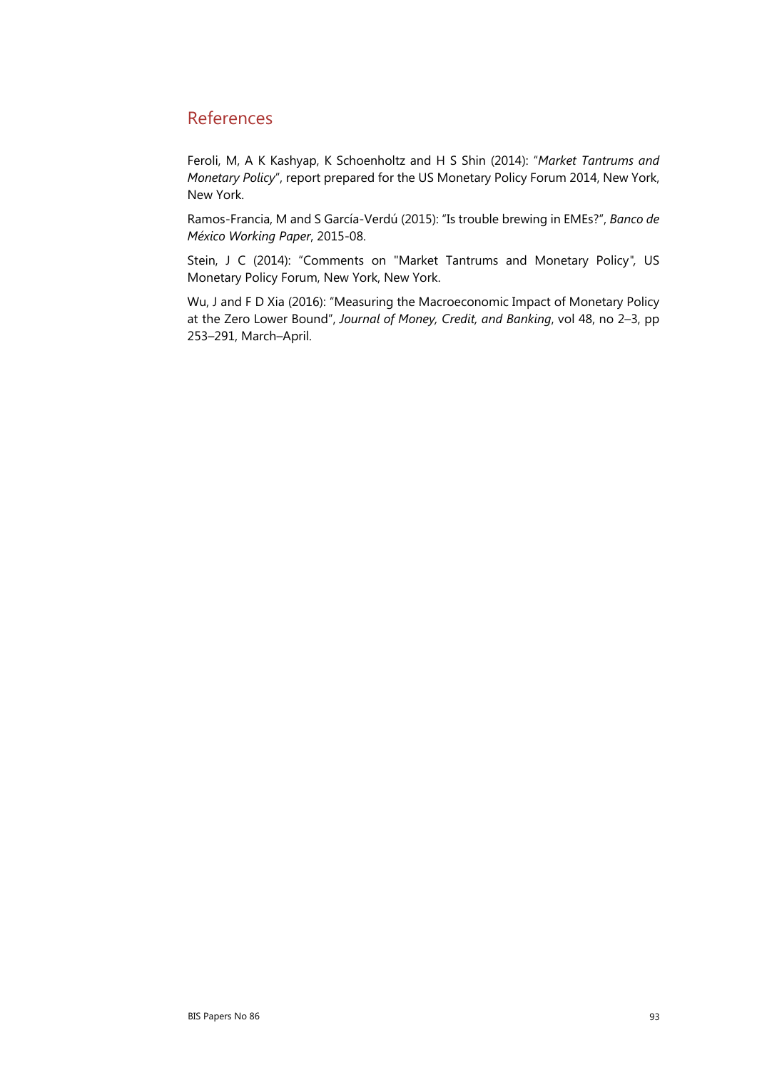## References

Feroli, M, A K Kashyap, K Schoenholtz and H S Shin (2014): "*Market Tantrums and Monetary Policy*", report prepared for the US Monetary Policy Forum 2014, New York, New York.

Ramos-Francia, M and S García-Verdú (2015): "Is trouble brewing in EMEs?", *Banco de México Working Paper*, 2015-08.

Stein, J C (2014): "Comments on "Market Tantrums and Monetary Policy", US Monetary Policy Forum, New York, New York.

Wu, J and F D Xia (2016): "Measuring the Macroeconomic Impact of Monetary Policy at the Zero Lower Bound", *Journal of Money, Credit, and Banking*, vol 48, no 2–3, pp 253–291, March–April.